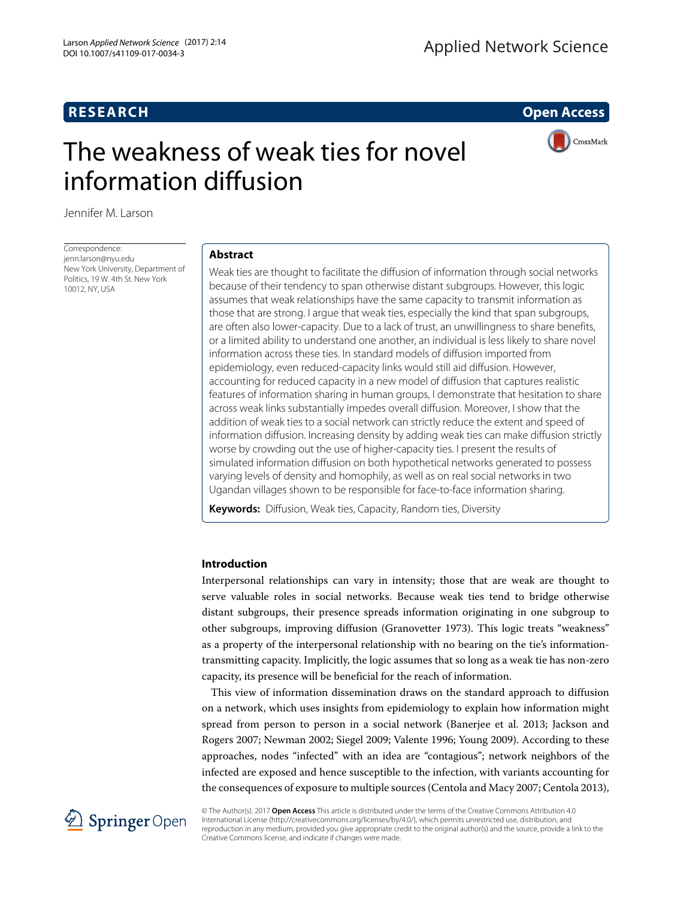**RESEARCH** **Open Access**

# The weakness of weak ties for novel information diffusion

Jennifer M. Larson

Correspondence:
jenn.larson@nyu.edu
New York University, Department of Politics, 19 W. 4th St. New York 10012, NY, USA

## Abstract

Weak ties are thought to facilitate the diffusion of information through social networks because of their tendency to span otherwise distant subgroups. However, this logic assumes that weak relationships have the same capacity to transmit information as those that are strong. I argue that weak ties, especially the kind that span subgroups, are often also lower-capacity. Due to a lack of trust, an unwillingness to share benefits, or a limited ability to understand one another, an individual is less likely to share novel information across these ties. In standard models of diffusion imported from epidemiology, even reduced-capacity links would still aid diffusion. However, accounting for reduced capacity in a new model of diffusion that captures realistic features of information sharing in human groups, I demonstrate that hesitation to share across weak links substantially impedes overall diffusion. Moreover, I show that the addition of weak ties to a social network can strictly reduce the extent and speed of information diffusion. Increasing density by adding weak ties can make diffusion strictly worse by crowding out the use of higher-capacity ties. I present the results of simulated information diffusion on both hypothetical networks generated to possess varying levels of density and homophily, as well as on real social networks in two Ugandan villages shown to be responsible for face-to-face information sharing.

**Keywords:** Diffusion, Weak ties, Capacity, Random ties, Diversity

## Introduction

Interpersonal relationships can vary in intensity; those that are weak are thought to serve valuable roles in social networks. Because weak ties tend to bridge otherwise distant subgroups, their presence spreads information originating in one subgroup to other subgroups, improving diffusion (Granovetter 1973). This logic treats "weakness" as a property of the interpersonal relationship with no bearing on the tie's information-transmitting capacity. Implicitly, the logic assumes that so long as a weak tie has non-zero capacity, its presence will be beneficial for the reach of information.

This view of information dissemination draws on the standard approach to diffusion on a network, which uses insights from epidemiology to explain how information might spread from person to person in a social network (Banerjee et al. 2013; Jackson and Rogers 2007; Newman 2002; Siegel 2009; Valente 1996; Young 2009). According to these approaches, nodes "infected" with an idea are "contagious"; network neighbors of the infected are exposed and hence susceptible to the infection, with variants accounting for the consequences of exposure to multiple sources (Centola and Macy 2007; Centola 2013),

© The Author(s). 2017 **Open Access** This article is distributed under the terms of the Creative Commons Attribution 4.0 International License (http://creativecommons.org/licenses/by/4.0/), which permits unrestricted use, distribution, and reproduction in any medium, provided you give appropriate credit to the original author(s) and the source, provide a link to the Creative Commons license, and indicate if changes were made.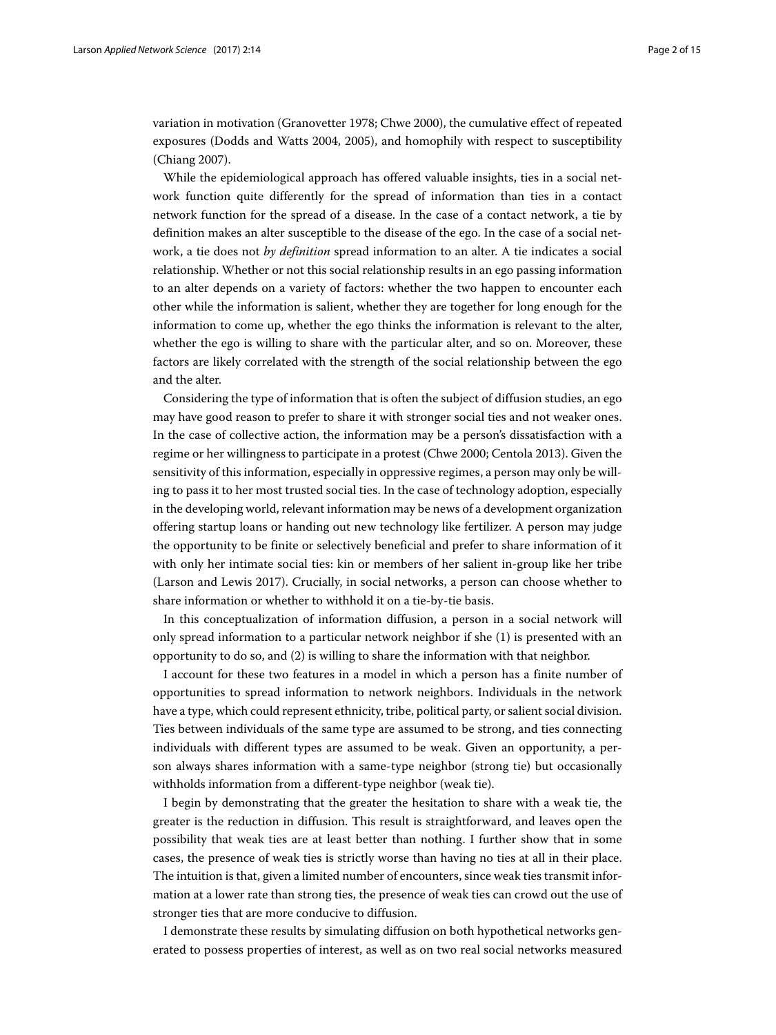variation in motivation (Granovetter 1978; Chwe 2000), the cumulative effect of repeated exposures (Dodds and Watts 2004, 2005), and homophily with respect to susceptibility (Chiang 2007).

While the epidemiological approach has offered valuable insights, ties in a social network function quite differently for the spread of information than ties in a contact network function for the spread of a disease. In the case of a contact network, a tie by definition makes an alter susceptible to the disease of the ego. In the case of a social network, a tie does not *by definition* spread information to an alter. A tie indicates a social relationship. Whether or not this social relationship results in an ego passing information to an alter depends on a variety of factors: whether the two happen to encounter each other while the information is salient, whether they are together for long enough for the information to come up, whether the ego thinks the information is relevant to the alter, whether the ego is willing to share with the particular alter, and so on. Moreover, these factors are likely correlated with the strength of the social relationship between the ego and the alter.

Considering the type of information that is often the subject of diffusion studies, an ego may have good reason to prefer to share it with stronger social ties and not weaker ones. In the case of collective action, the information may be a person's dissatisfaction with a regime or her willingness to participate in a protest (Chwe 2000; Centola 2013). Given the sensitivity of this information, especially in oppressive regimes, a person may only be willing to pass it to her most trusted social ties. In the case of technology adoption, especially in the developing world, relevant information may be news of a development organization offering startup loans or handing out new technology like fertilizer. A person may judge the opportunity to be finite or selectively beneficial and prefer to share information of it with only her intimate social ties: kin or members of her salient in-group like her tribe (Larson and Lewis 2017). Crucially, in social networks, a person can choose whether to share information or whether to withhold it on a tie-by-tie basis.

In this conceptualization of information diffusion, a person in a social network will only spread information to a particular network neighbor if she (1) is presented with an opportunity to do so, and (2) is willing to share the information with that neighbor.

I account for these two features in a model in which a person has a finite number of opportunities to spread information to network neighbors. Individuals in the network have a type, which could represent ethnicity, tribe, political party, or salient social division. Ties between individuals of the same type are assumed to be strong, and ties connecting individuals with different types are assumed to be weak. Given an opportunity, a person always shares information with a same-type neighbor (strong tie) but occasionally withholds information from a different-type neighbor (weak tie).

I begin by demonstrating that the greater the hesitation to share with a weak tie, the greater is the reduction in diffusion. This result is straightforward, and leaves open the possibility that weak ties are at least better than nothing. I further show that in some cases, the presence of weak ties is strictly worse than having no ties at all in their place. The intuition is that, given a limited number of encounters, since weak ties transmit information at a lower rate than strong ties, the presence of weak ties can crowd out the use of stronger ties that are more conducive to diffusion.

I demonstrate these results by simulating diffusion on both hypothetical networks generated to possess properties of interest, as well as on two real social networks measured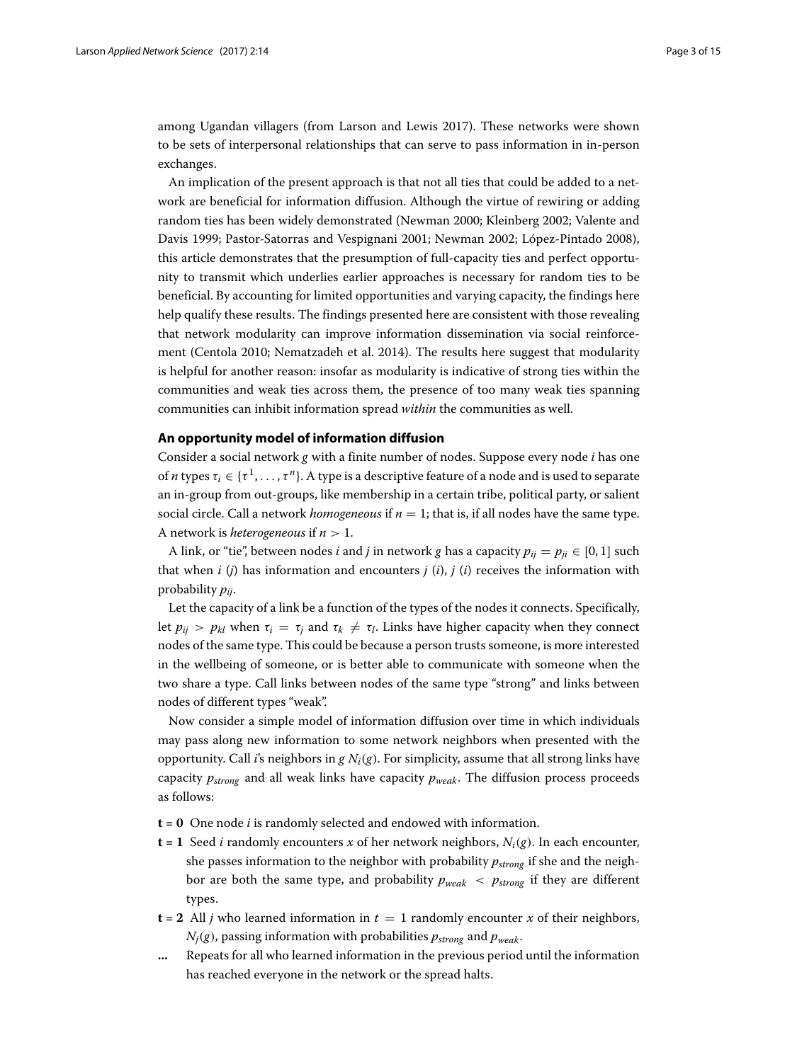among Ugandan villagers (from Larson and Lewis 2017). These networks were shown to be sets of interpersonal relationships that can serve to pass information in in-person exchanges.

An implication of the present approach is that not all ties that could be added to a network are beneficial for information diffusion. Although the virtue of rewiring or adding random ties has been widely demonstrated (Newman 2000; Kleinberg 2002; Valente and Davis 1999; Pastor-Satorras and Vespignani 2001; Newman 2002; López-Pintado 2008), this article demonstrates that the presumption of full-capacity ties and perfect opportunity to transmit which underlies earlier approaches is necessary for random ties to be beneficial. By accounting for limited opportunities and varying capacity, the findings here help qualify these results. The findings presented here are consistent with those revealing that network modularity can improve information dissemination via social reinforcement (Centola 2010; Nematzadeh et al. 2014). The results here suggest that modularity is helpful for another reason: insofar as modularity is indicative of strong ties within the communities and weak ties across them, the presence of too many weak ties spanning communities can inhibit information spread *within* the communities as well.

## An opportunity model of information diffusion

Consider a social network $g$ with a finite number of nodes. Suppose every node $i$ has one of $n$ types $\tau_i \in \{\tau^1, \ldots, \tau^n\}$. A type is a descriptive feature of a node and is used to separate an in-group from out-groups, like membership in a certain tribe, political party, or salient social circle. Call a network *homogeneous* if $n = 1$; that is, if all nodes have the same type. A network is *heterogeneous* if $n > 1$.

A link, or "tie", between nodes $i$ and $j$ in network $g$ has a capacity $p_{ij} = p_{ji} \in [0, 1]$ such that when $i$ ($j$) has information and encounters $j$ ($i$), $j$ ($i$) receives the information with probability $p_{ij}$.

Let the capacity of a link be a function of the types of the nodes it connects. Specifically, let $p_{ij} > p_{kl}$ when $\tau_i = \tau_j$ and $\tau_k \neq \tau_l$. Links have higher capacity when they connect nodes of the same type. This could be because a person trusts someone, is more interested in the wellbeing of someone, or is better able to communicate with someone when the two share a type. Call links between nodes of the same type "strong" and links between nodes of different types "weak".

Now consider a simple model of information diffusion over time in which individuals may pass along new information to some network neighbors when presented with the opportunity. Call $i$'s neighbors in $g$ $N_i(g)$. For simplicity, assume that all strong links have capacity $p_{strong}$ and all weak links have capacity $p_{weak}$. The diffusion process proceeds as follows:

- **t = 0** One node $i$ is randomly selected and endowed with information.
- **t = 1** Seed $i$ randomly encounters $x$ of her network neighbors, $N_i(g)$. In each encounter, she passes information to the neighbor with probability $p_{strong}$ if she and the neighbor are both the same type, and probability $p_{weak} < p_{strong}$ if they are different types.
- **t = 2** All $j$ who learned information in $t = 1$ randomly encounter $x$ of their neighbors, $N_j(g)$, passing information with probabilities $p_{strong}$ and $p_{weak}$.
- **...** Repeats for all who learned information in the previous period until the information has reached everyone in the network or the spread halts.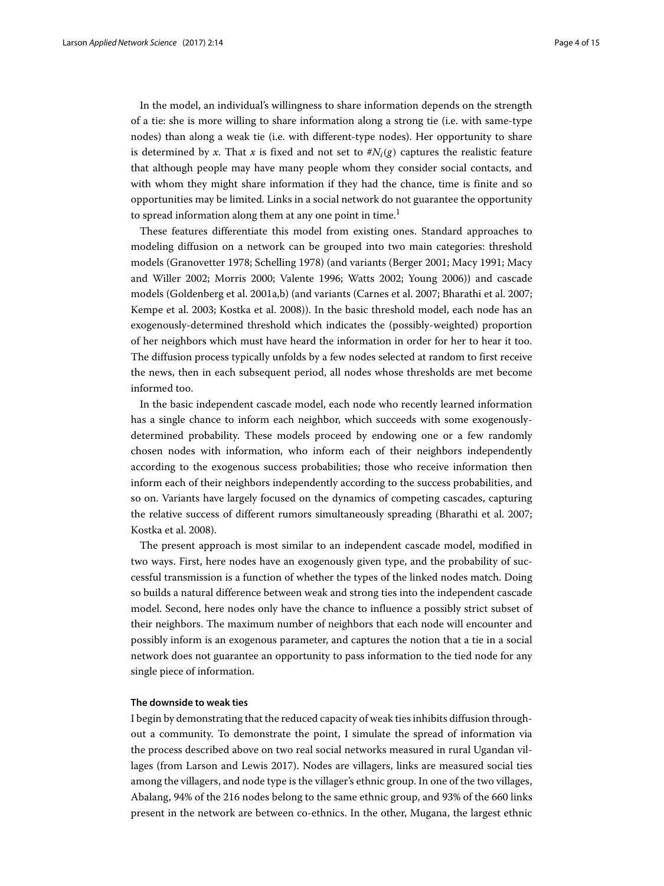In the model, an individual's willingness to share information depends on the strength of a tie: she is more willing to share information along a strong tie (i.e. with same-type nodes) than along a weak tie (i.e. with different-type nodes). Her opportunity to share is determined by $x$. That $x$ is fixed and not set to $\#N_i(g)$ captures the realistic feature that although people may have many people whom they consider social contacts, and with whom they might share information if they had the chance, time is finite and so opportunities may be limited. Links in a social network do not guarantee the opportunity to spread information along them at any one point in time.[1]

These features differentiate this model from existing ones. Standard approaches to modeling diffusion on a network can be grouped into two main categories: threshold models (Granovetter 1978; Schelling 1978) (and variants (Berger 2001; Macy 1991; Macy and Willer 2002; Morris 2000; Valente 1996; Watts 2002; Young 2006)) and cascade models (Goldenberg et al. 2001a,b) (and variants (Carnes et al. 2007; Bharathi et al. 2007; Kempe et al. 2003; Kostka et al. 2008)). In the basic threshold model, each node has an exogenously-determined threshold which indicates the (possibly-weighted) proportion of her neighbors which must have heard the information in order for her to hear it too. The diffusion process typically unfolds by a few nodes selected at random to first receive the news, then in each subsequent period, all nodes whose thresholds are met become informed too.

In the basic independent cascade model, each node who recently learned information has a single chance to inform each neighbor, which succeeds with some exogenously-determined probability. These models proceed by endowing one or a few randomly chosen nodes with information, who inform each of their neighbors independently according to the exogenous success probabilities; those who receive information then inform each of their neighbors independently according to the success probabilities, and so on. Variants have largely focused on the dynamics of competing cascades, capturing the relative success of different rumors simultaneously spreading (Bharathi et al. 2007; Kostka et al. 2008).

The present approach is most similar to an independent cascade model, modified in two ways. First, here nodes have an exogenously given type, and the probability of successful transmission is a function of whether the types of the linked nodes match. Doing so builds a natural difference between weak and strong ties into the independent cascade model. Second, here nodes only have the chance to influence a possibly strict subset of their neighbors. The maximum number of neighbors that each node will encounter and possibly inform is an exogenous parameter, and captures the notion that a tie in a social network does not guarantee an opportunity to pass information to the tied node for any single piece of information.

#### The downside to weak ties

I begin by demonstrating that the reduced capacity of weak ties inhibits diffusion throughout a community. To demonstrate the point, I simulate the spread of information via the process described above on two real social networks measured in rural Ugandan villages (from Larson and Lewis 2017). Nodes are villagers, links are measured social ties among the villagers, and node type is the villager's ethnic group. In one of the two villages, Abalang, 94% of the 216 nodes belong to the same ethnic group, and 93% of the 660 links present in the network are between co-ethnics. In the other, Mugana, the largest ethnic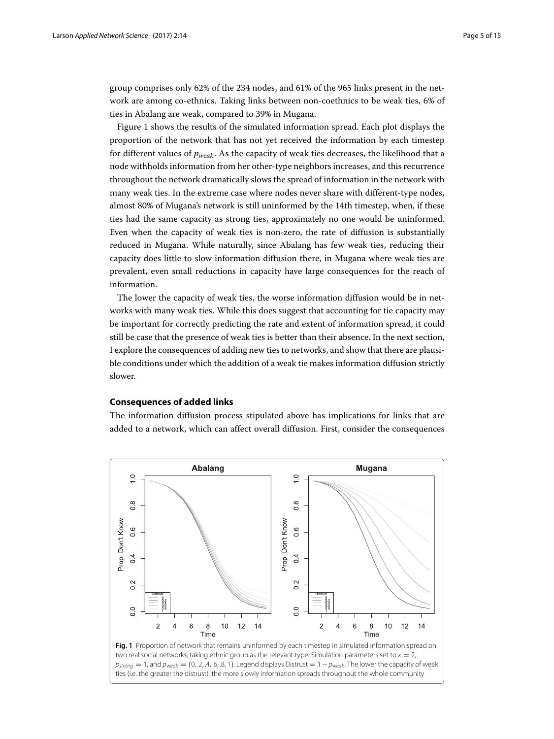group comprises only 62% of the 234 nodes, and 61% of the 965 links present in the network are among co-ethnics. Taking links between non-coethnics to be weak ties, 6% of ties in Abalang are weak, compared to 39% in Mugana.

Figure 1 shows the results of the simulated information spread. Each plot displays the proportion of the network that has not yet received the information by each timestep for different values of $p_{weak}$. As the capacity of weak ties decreases, the likelihood that a node withholds information from her other-type neighbors increases, and this recurrence throughout the network dramatically slows the spread of information in the network with many weak ties. In the extreme case where nodes never share with different-type nodes, almost 80% of Mugana's network is still uninformed by the 14th timestep, when, if these ties had the same capacity as strong ties, approximately no one would be uninformed. Even when the capacity of weak ties is non-zero, the rate of diffusion is substantially reduced in Mugana. While naturally, since Abalang has few weak ties, reducing their capacity does little to slow information diffusion there, in Mugana where weak ties are prevalent, even small reductions in capacity have large consequences for the reach of information.

The lower the capacity of weak ties, the worse information diffusion would be in networks with many weak ties. While this does suggest that accounting for tie capacity may be important for correctly predicting the rate and extent of information spread, it could still be case that the presence of weak ties is better than their absence. In the next section, I explore the consequences of adding new ties to networks, and show that there are plausible conditions under which the addition of a weak tie makes information diffusion strictly slower.

## Consequences of added links

The information diffusion process stipulated above has implications for links that are added to a network, which can affect overall diffusion. First, consider the consequences

**Fig. 1** Proportion of network that remains uninformed by each timestep in simulated information spread on two real social networks, taking ethnic group as the relevant type. Simulation parameters set to $x = 2$, $p_{strong} = 1$, and $p_{weak} = \{0, .2, .4, .6, .8, 1\}$. Legend displays Distrust $= 1 - p_{weak}$. The lower the capacity of weak ties (i.e. the greater the distrust), the more slowly information spreads throughout the whole community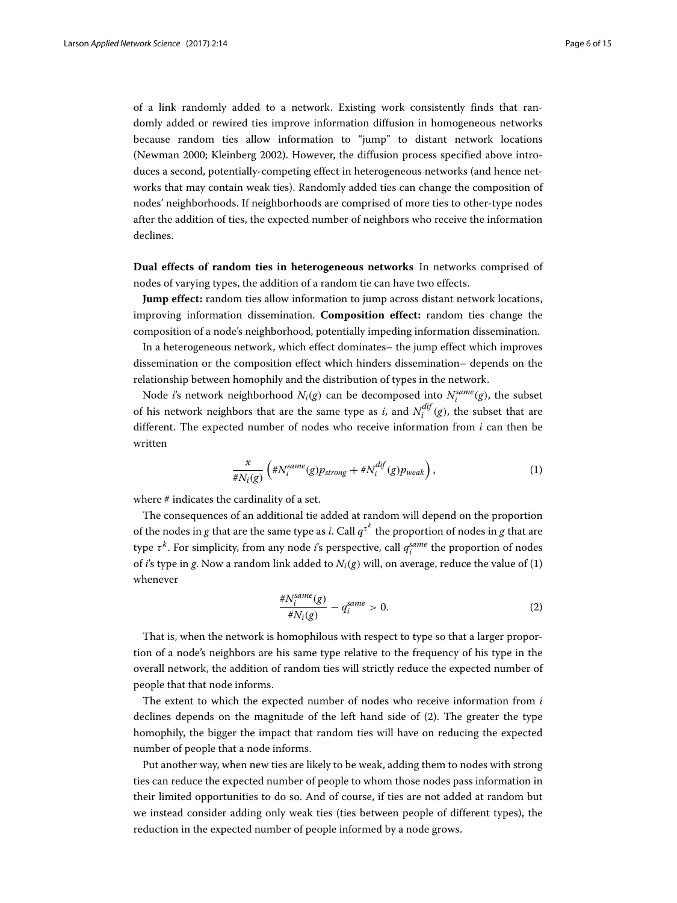of a link randomly added to a network. Existing work consistently finds that randomly added or rewired ties improve information diffusion in homogeneous networks because random ties allow information to "jump" to distant network locations (Newman 2000; Kleinberg 2002). However, the diffusion process specified above introduces a second, potentially-competing effect in heterogeneous networks (and hence networks that may contain weak ties). Randomly added ties can change the composition of nodes' neighborhoods. If neighborhoods are comprised of more ties to other-type nodes after the addition of ties, the expected number of neighbors who receive the information declines.

**Dual effects of random ties in heterogeneous networks** In networks comprised of nodes of varying types, the addition of a random tie can have two effects.

**Jump effect:** random ties allow information to jump across distant network locations, improving information dissemination. **Composition effect:** random ties change the composition of a node's neighborhood, potentially impeding information dissemination.

In a heterogeneous network, which effect dominates– the jump effect which improves dissemination or the composition effect which hinders dissemination– depends on the relationship between homophily and the distribution of types in the network.

Node $i$'s network neighborhood $N_i(g)$ can be decomposed into $N_i^{same}(g)$, the subset of his network neighbors that are the same type as $i$, and $N_i^{dif}(g)$, the subset that are different. The expected number of nodes who receive information from $i$ can then be written

$$\frac{x}{\#N_i(g)}\left(\#N_i^{same}(g)p_{strong} + \#N_i^{dif}(g)p_{weak}\right), \tag{1}$$

where # indicates the cardinality of a set.

The consequences of an additional tie added at random will depend on the proportion of the nodes in $g$ that are the same type as $i$. Call $q^{\tau^k}$ the proportion of nodes in $g$ that are type $\tau^k$. For simplicity, from any node $i$'s perspective, call $q_i^{same}$ the proportion of nodes of $i$'s type in $g$. Now a random link added to $N_i(g)$ will, on average, reduce the value of (1) whenever

$$\frac{\#N_i^{same}(g)}{\#N_i(g)} - q_i^{same} > 0. \tag{2}$$

That is, when the network is homophilous with respect to type so that a larger proportion of a node's neighbors are his same type relative to the frequency of his type in the overall network, the addition of random ties will strictly reduce the expected number of people that that node informs.

The extent to which the expected number of nodes who receive information from $i$ declines depends on the magnitude of the left hand side of (2). The greater the type homophily, the bigger the impact that random ties will have on reducing the expected number of people that a node informs.

Put another way, when new ties are likely to be weak, adding them to nodes with strong ties can reduce the expected number of people to whom those nodes pass information in their limited opportunities to do so. And of course, if ties are not added at random but we instead consider adding only weak ties (ties between people of different types), the reduction in the expected number of people informed by a node grows.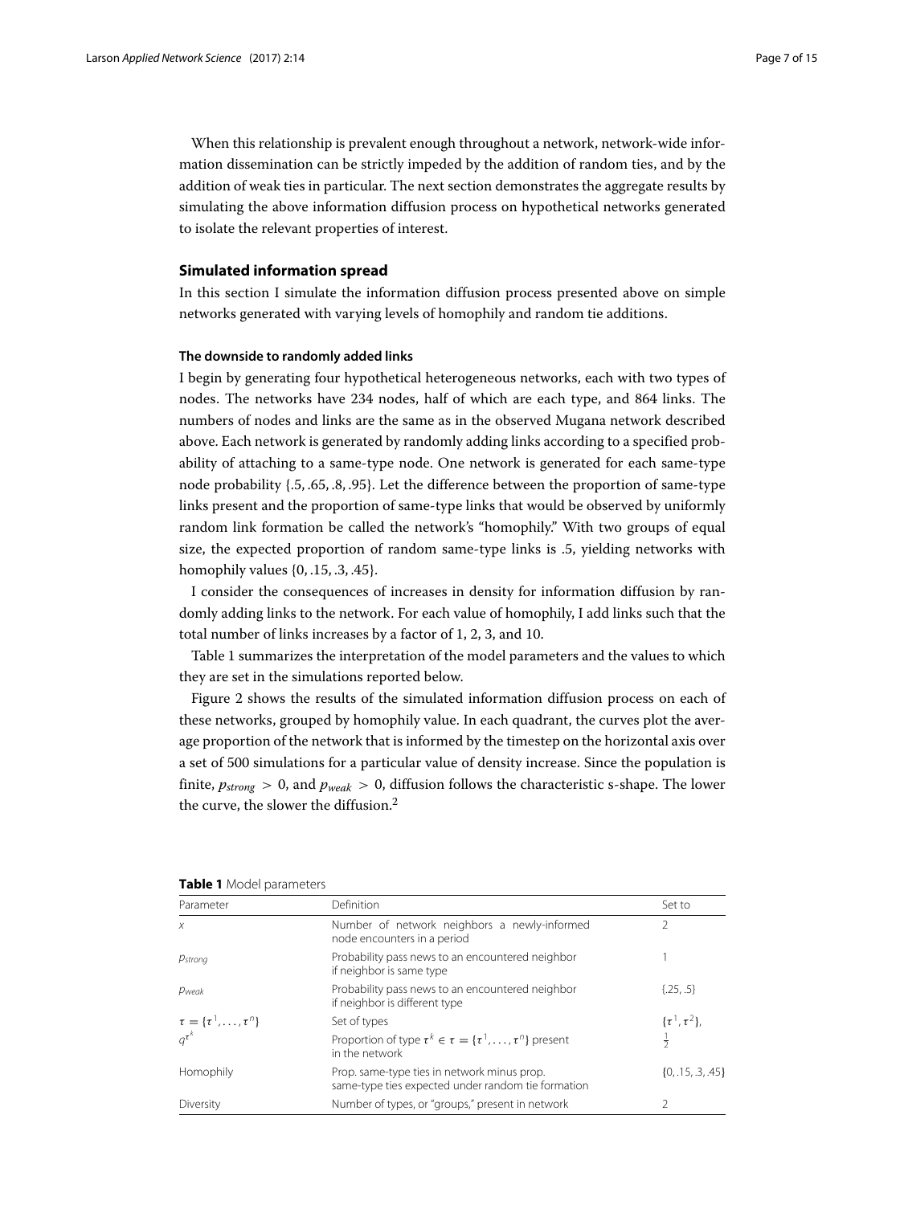When this relationship is prevalent enough throughout a network, network-wide information dissemination can be strictly impeded by the addition of random ties, and by the addition of weak ties in particular. The next section demonstrates the aggregate results by simulating the above information diffusion process on hypothetical networks generated to isolate the relevant properties of interest.

## Simulated information spread

In this section I simulate the information diffusion process presented above on simple networks generated with varying levels of homophily and random tie additions.

### The downside to randomly added links

I begin by generating four hypothetical heterogeneous networks, each with two types of nodes. The networks have 234 nodes, half of which are each type, and 864 links. The numbers of nodes and links are the same as in the observed Mugana network described above. Each network is generated by randomly adding links according to a specified probability of attaching to a same-type node. One network is generated for each same-type node probability {.5, .65, .8, .95}. Let the difference between the proportion of same-type links present and the proportion of same-type links that would be observed by uniformly random link formation be called the network's "homophily." With two groups of equal size, the expected proportion of random same-type links is .5, yielding networks with homophily values {0, .15, .3, .45}.

I consider the consequences of increases in density for information diffusion by randomly adding links to the network. For each value of homophily, I add links such that the total number of links increases by a factor of 1, 2, 3, and 10.

Table 1 summarizes the interpretation of the model parameters and the values to which they are set in the simulations reported below.

Figure 2 shows the results of the simulated information diffusion process on each of these networks, grouped by homophily value. In each quadrant, the curves plot the average proportion of the network that is informed by the timestep on the horizontal axis over a set of 500 simulations for a particular value of density increase. Since the population is finite, $p_{strong} > 0$, and $p_{weak} > 0$, diffusion follows the characteristic s-shape. The lower the curve, the slower the diffusion.[2]

**Table 1** Model parameters

| Parameter | Definition | Set to |
| --- | --- | --- |
| $x$ | Number of network neighbors a newly-informed node encounters in a period | 2 |
| $p_{strong}$ | Probability pass news to an encountered neighbor if neighbor is same type | 1 |
| $p_{weak}$ | Probability pass news to an encountered neighbor if neighbor is different type | {.25, .5} |
| $\tau = \{\tau^1, \ldots, \tau^n\}$ | Set of types | $\{\tau^1, \tau^2\}$, |
| $q^{\tau^k}$ | Proportion of type $\tau^k \in \tau = \{\tau^1, \ldots, \tau^n\}$ present in the network | $\frac{1}{2}$ |
| Homophily | Prop. same-type ties in network minus prop. same-type ties expected under random tie formation | {0, .15, .3, .45} |
| Diversity | Number of types, or "groups," present in network | 2 |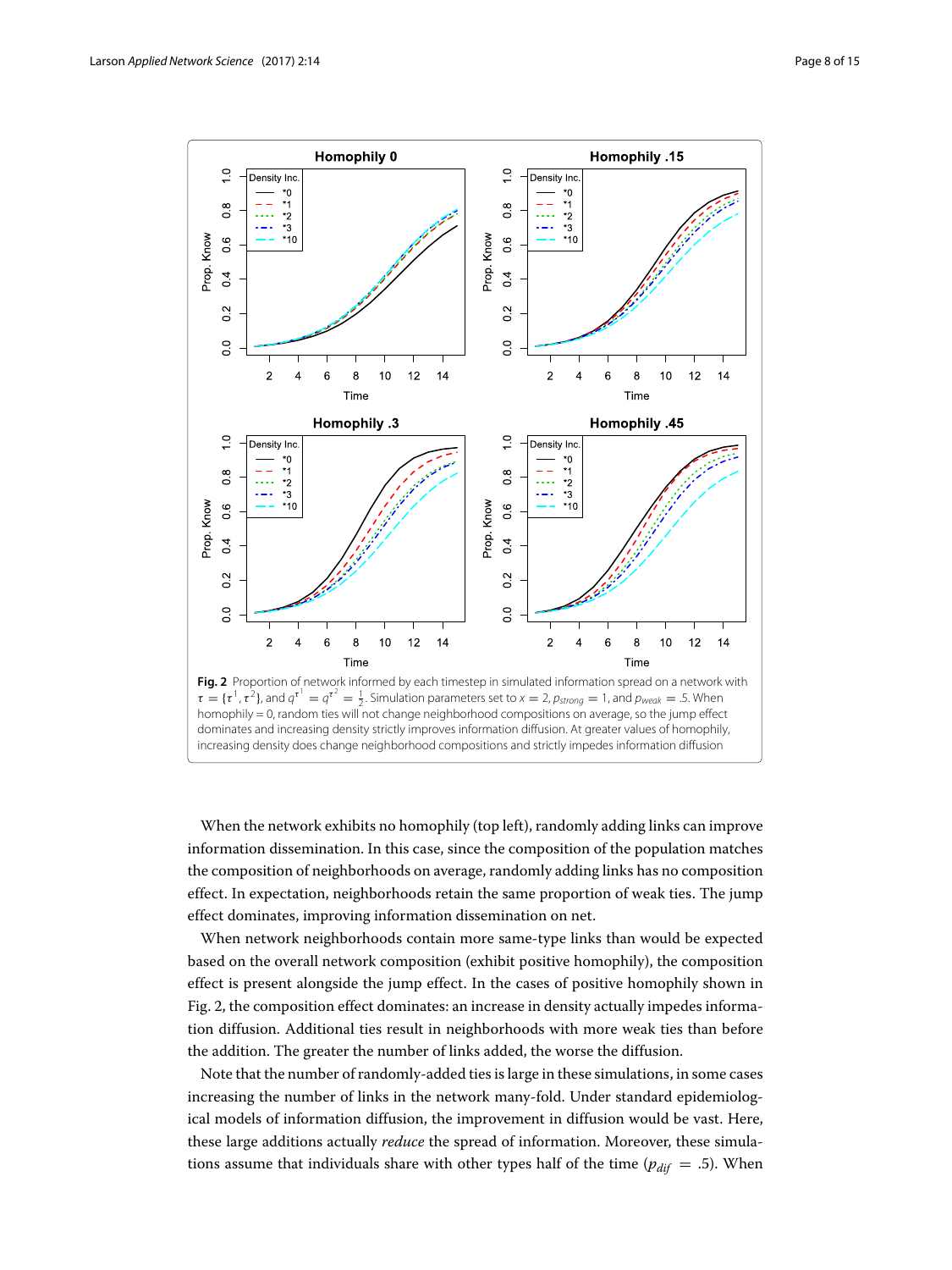**Fig. 2** Proportion of network informed by each timestep in simulated information spread on a network with $\tau = \{\tau^1, \tau^2\}$, and $q^{\tau^1} = q^{\tau^2} = \frac{1}{2}$. Simulation parameters set to $x = 2$, $p_{strong} = 1$, and $p_{weak} = .5$. When homophily = 0, random ties will not change neighborhood compositions on average, so the jump effect dominates and increasing density strictly improves information diffusion. At greater values of homophily, increasing density does change neighborhood compositions and strictly impedes information diffusion

When the network exhibits no homophily (top left), randomly adding links can improve information dissemination. In this case, since the composition of the population matches the composition of neighborhoods on average, randomly adding links has no composition effect. In expectation, neighborhoods retain the same proportion of weak ties. The jump effect dominates, improving information dissemination on net.

When network neighborhoods contain more same-type links than would be expected based on the overall network composition (exhibit positive homophily), the composition effect is present alongside the jump effect. In the cases of positive homophily shown in Fig. 2, the composition effect dominates: an increase in density actually impedes information diffusion. Additional ties result in neighborhoods with more weak ties than before the addition. The greater the number of links added, the worse the diffusion.

Note that the number of randomly-added ties is large in these simulations, in some cases increasing the number of links in the network many-fold. Under standard epidemiological models of information diffusion, the improvement in diffusion would be vast. Here, these large additions actually *reduce* the spread of information. Moreover, these simulations assume that individuals share with other types half of the time ($p_{dif} = .5$). When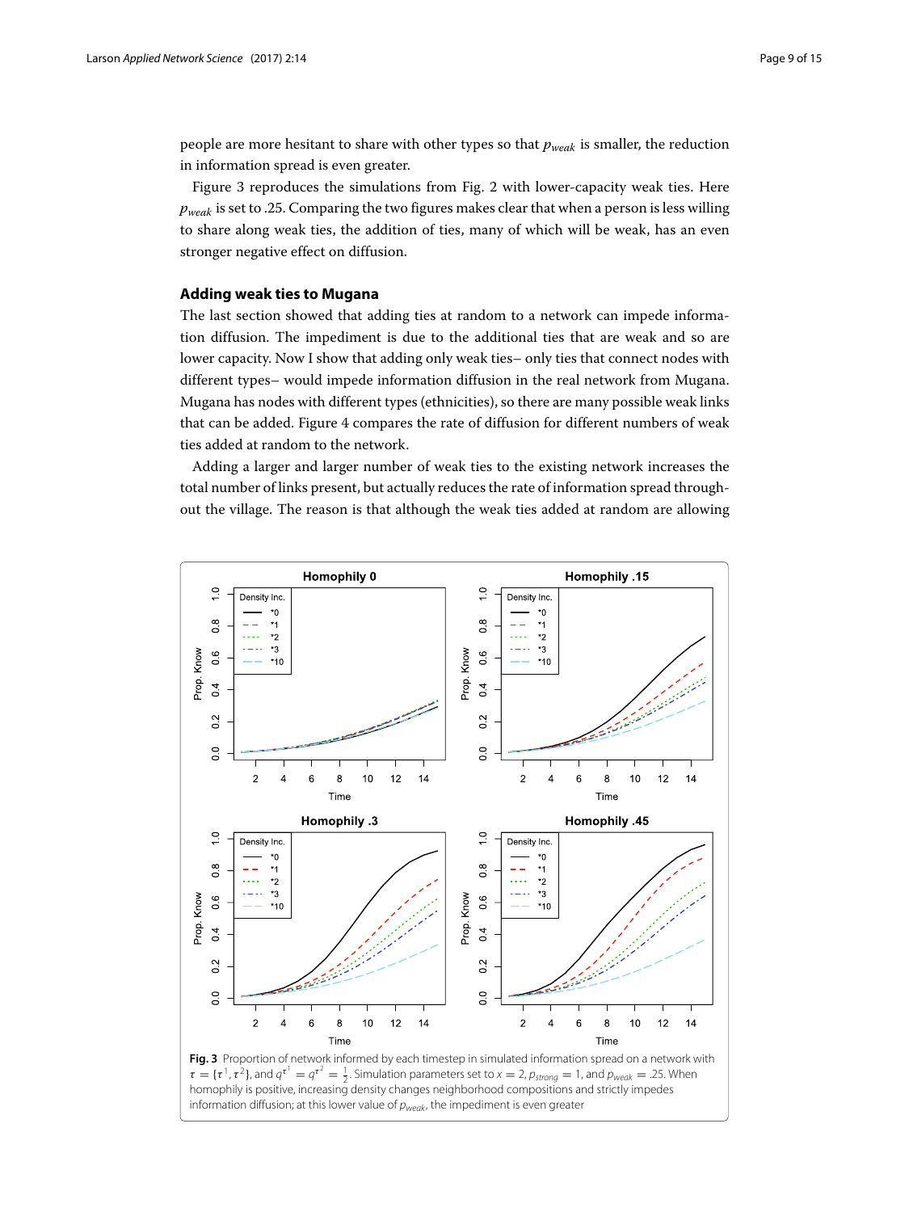people are more hesitant to share with other types so that $p_{weak}$ is smaller, the reduction in information spread is even greater.

Figure 3 reproduces the simulations from Fig. 2 with lower-capacity weak ties. Here $p_{weak}$ is set to .25. Comparing the two figures makes clear that when a person is less willing to share along weak ties, the addition of ties, many of which will be weak, has an even stronger negative effect on diffusion.

### Adding weak ties to Mugana

The last section showed that adding ties at random to a network can impede information diffusion. The impediment is due to the additional ties that are weak and so are lower capacity. Now I show that adding only weak ties– only ties that connect nodes with different types– would impede information diffusion in the real network from Mugana. Mugana has nodes with different types (ethnicities), so there are many possible weak links that can be added. Figure 4 compares the rate of diffusion for different numbers of weak ties added at random to the network.

Adding a larger and larger number of weak ties to the existing network increases the total number of links present, but actually reduces the rate of information spread throughout the village. The reason is that although the weak ties added at random are allowing

**Fig. 3** Proportion of network informed by each timestep in simulated information spread on a network with $\tau = \{\tau^1, \tau^2\}$, and $q^{\tau^1} = q^{\tau^2} = \frac{1}{2}$. Simulation parameters set to $x = 2$, $p_{strong} = 1$, and $p_{weak} = .25$. When homophily is positive, increasing density changes neighborhood compositions and strictly impedes information diffusion; at this lower value of $p_{weak}$, the impediment is even greater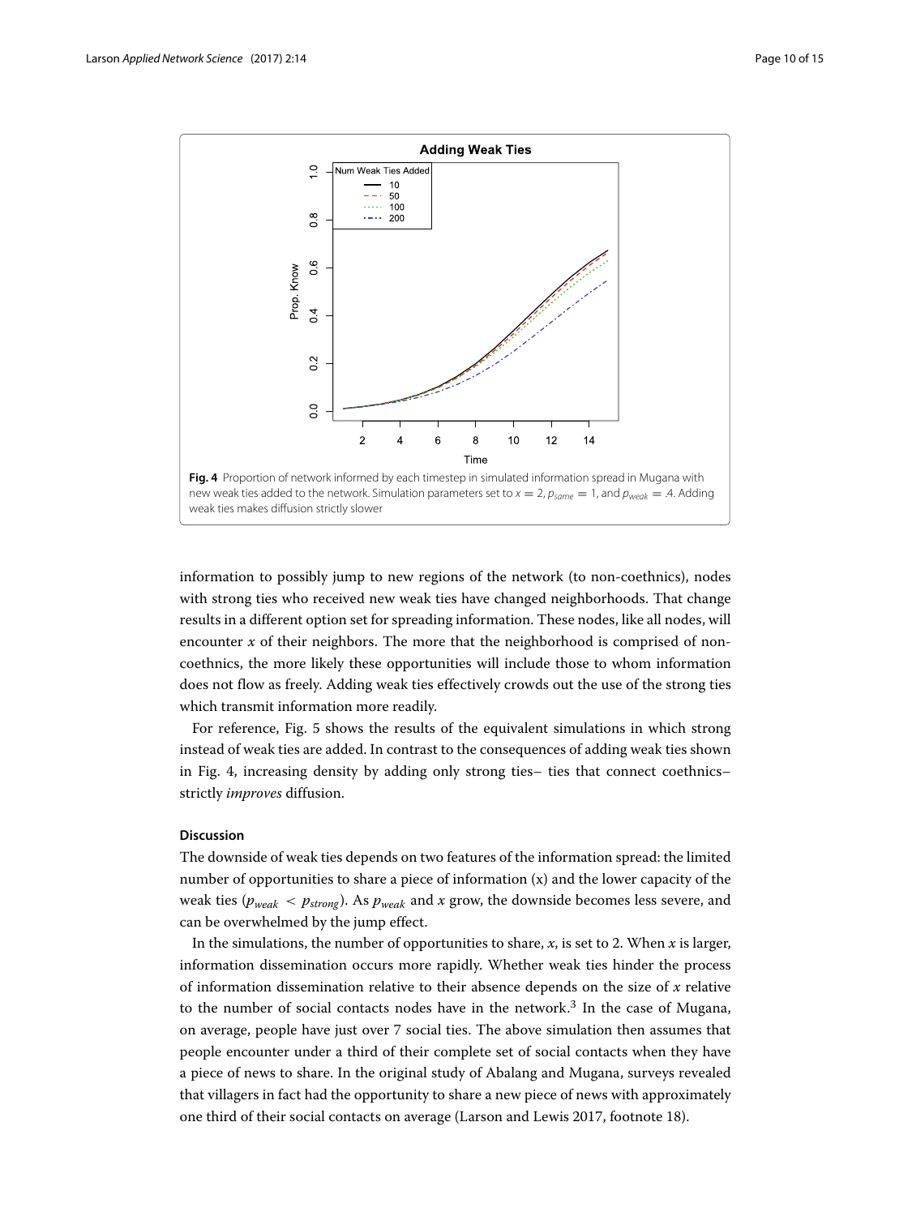**Fig. 4** Proportion of network informed by each timestep in simulated information spread in Mugana with new weak ties added to the network. Simulation parameters set to $x = 2$, $p_{same} = 1$, and $p_{weak} = .4$. Adding weak ties makes diffusion strictly slower

information to possibly jump to new regions of the network (to non-coethnics), nodes with strong ties who received new weak ties have changed neighborhoods. That change results in a different option set for spreading information. These nodes, like all nodes, will encounter $x$ of their neighbors. The more that the neighborhood is comprised of non-coethnics, the more likely these opportunities will include those to whom information does not flow as freely. Adding weak ties effectively crowds out the use of the strong ties which transmit information more readily.

For reference, Fig. 5 shows the results of the equivalent simulations in which strong instead of weak ties are added. In contrast to the consequences of adding weak ties shown in Fig. 4, increasing density by adding only strong ties– ties that connect coethnics– strictly *improves* diffusion.

### Discussion

The downside of weak ties depends on two features of the information spread: the limited number of opportunities to share a piece of information (x) and the lower capacity of the weak ties ($p_{weak} < p_{strong}$). As $p_{weak}$ and $x$ grow, the downside becomes less severe, and can be overwhelmed by the jump effect.

In the simulations, the number of opportunities to share, $x$, is set to 2. When $x$ is larger, information dissemination occurs more rapidly. Whether weak ties hinder the process of information dissemination relative to their absence depends on the size of $x$ relative to the number of social contacts nodes have in the network.[3] In the case of Mugana, on average, people have just over 7 social ties. The above simulation then assumes that people encounter under a third of their complete set of social contacts when they have a piece of news to share. In the original study of Abalang and Mugana, surveys revealed that villagers in fact had the opportunity to share a new piece of news with approximately one third of their social contacts on average (Larson and Lewis 2017, footnote 18).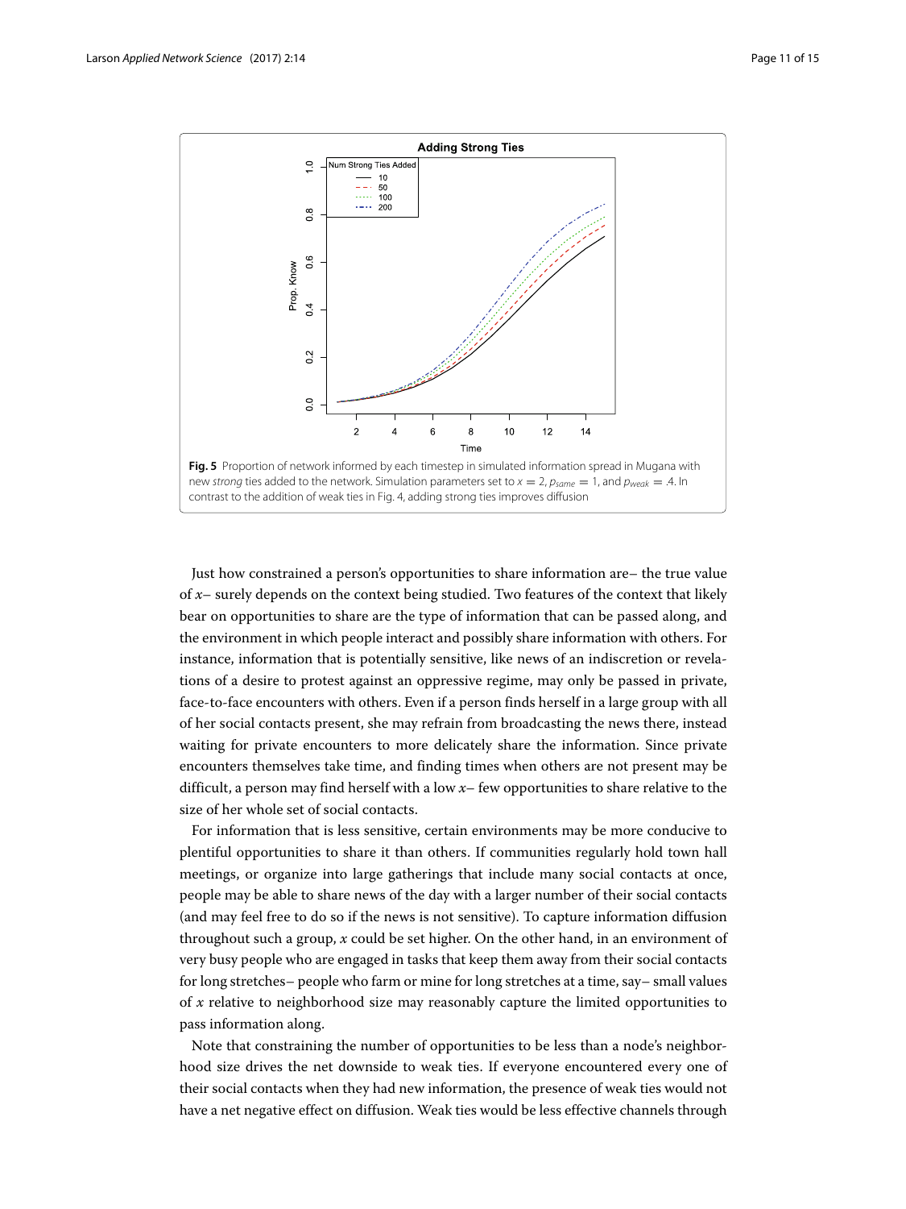Adding Strong Ties

Num Strong Ties Added
10
50
100
200

Prop. Know

0.0
0.2
0.4
0.6
0.8
1.0

Time

2
4
6
8
10
12
14

**Fig. 5** Proportion of network informed by each timestep in simulated information spread in Mugana with new *strong* ties added to the network. Simulation parameters set to $x = 2$, $p_{same} = 1$, and $p_{weak} = .4$. In contrast to the addition of weak ties in Fig. 4, adding strong ties improves diffusion

Just how constrained a person's opportunities to share information are– the true value of $x$– surely depends on the context being studied. Two features of the context that likely bear on opportunities to share are the type of information that can be passed along, and the environment in which people interact and possibly share information with others. For instance, information that is potentially sensitive, like news of an indiscretion or revelations of a desire to protest against an oppressive regime, may only be passed in private, face-to-face encounters with others. Even if a person finds herself in a large group with all of her social contacts present, she may refrain from broadcasting the news there, instead waiting for private encounters to more delicately share the information. Since private encounters themselves take time, and finding times when others are not present may be difficult, a person may find herself with a low $x$– few opportunities to share relative to the size of her whole set of social contacts.

For information that is less sensitive, certain environments may be more conducive to plentiful opportunities to share it than others. If communities regularly hold town hall meetings, or organize into large gatherings that include many social contacts at once, people may be able to share news of the day with a larger number of their social contacts (and may feel free to do so if the news is not sensitive). To capture information diffusion throughout such a group, $x$ could be set higher. On the other hand, in an environment of very busy people who are engaged in tasks that keep them away from their social contacts for long stretches– people who farm or mine for long stretches at a time, say– small values of $x$ relative to neighborhood size may reasonably capture the limited opportunities to pass information along.

Note that constraining the number of opportunities to be less than a node's neighborhood size drives the net downside to weak ties. If everyone encountered every one of their social contacts when they had new information, the presence of weak ties would not have a net negative effect on diffusion. Weak ties would be less effective channels through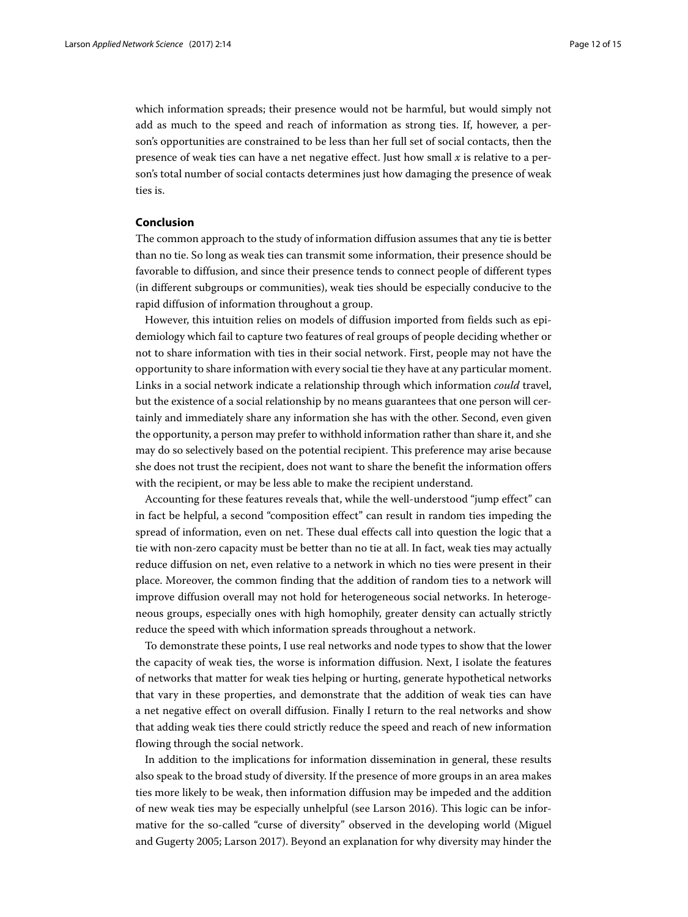which information spreads; their presence would not be harmful, but would simply not add as much to the speed and reach of information as strong ties. If, however, a person's opportunities are constrained to be less than her full set of social contacts, then the presence of weak ties can have a net negative effect. Just how small $x$ is relative to a person's total number of social contacts determines just how damaging the presence of weak ties is.

## Conclusion

The common approach to the study of information diffusion assumes that any tie is better than no tie. So long as weak ties can transmit some information, their presence should be favorable to diffusion, and since their presence tends to connect people of different types (in different subgroups or communities), weak ties should be especially conducive to the rapid diffusion of information throughout a group.

However, this intuition relies on models of diffusion imported from fields such as epidemiology which fail to capture two features of real groups of people deciding whether or not to share information with ties in their social network. First, people may not have the opportunity to share information with every social tie they have at any particular moment. Links in a social network indicate a relationship through which information *could* travel, but the existence of a social relationship by no means guarantees that one person will certainly and immediately share any information she has with the other. Second, even given the opportunity, a person may prefer to withhold information rather than share it, and she may do so selectively based on the potential recipient. This preference may arise because she does not trust the recipient, does not want to share the benefit the information offers with the recipient, or may be less able to make the recipient understand.

Accounting for these features reveals that, while the well-understood "jump effect" can in fact be helpful, a second "composition effect" can result in random ties impeding the spread of information, even on net. These dual effects call into question the logic that a tie with non-zero capacity must be better than no tie at all. In fact, weak ties may actually reduce diffusion on net, even relative to a network in which no ties were present in their place. Moreover, the common finding that the addition of random ties to a network will improve diffusion overall may not hold for heterogeneous social networks. In heterogeneous groups, especially ones with high homophily, greater density can actually strictly reduce the speed with which information spreads throughout a network.

To demonstrate these points, I use real networks and node types to show that the lower the capacity of weak ties, the worse is information diffusion. Next, I isolate the features of networks that matter for weak ties helping or hurting, generate hypothetical networks that vary in these properties, and demonstrate that the addition of weak ties can have a net negative effect on overall diffusion. Finally I return to the real networks and show that adding weak ties there could strictly reduce the speed and reach of new information flowing through the social network.

In addition to the implications for information dissemination in general, these results also speak to the broad study of diversity. If the presence of more groups in an area makes ties more likely to be weak, then information diffusion may be impeded and the addition of new weak ties may be especially unhelpful (see Larson 2016). This logic can be informative for the so-called "curse of diversity" observed in the developing world (Miguel and Gugerty 2005; Larson 2017). Beyond an explanation for why diversity may hinder the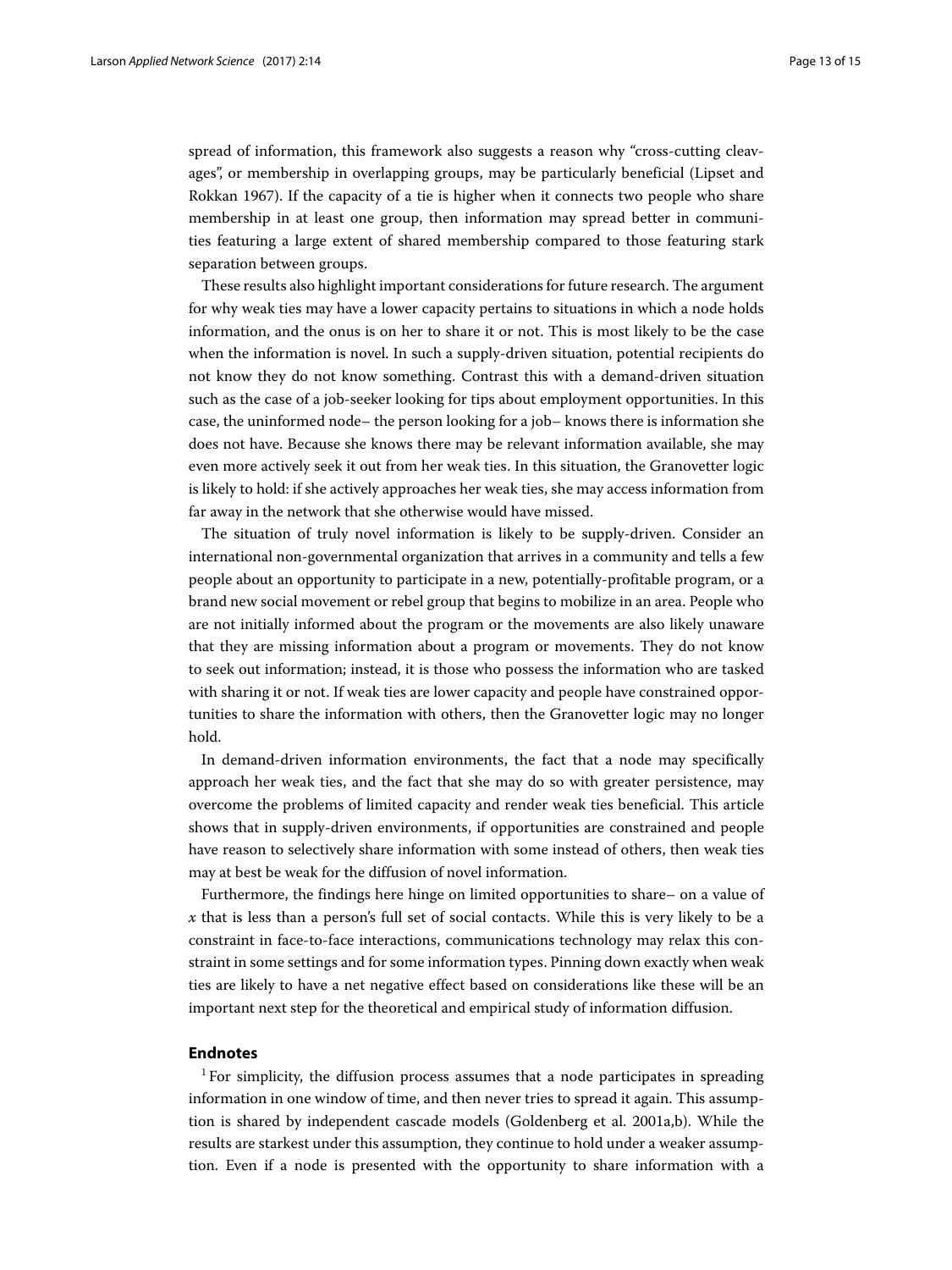spread of information, this framework also suggests a reason why "cross-cutting cleavages", or membership in overlapping groups, may be particularly beneficial (Lipset and Rokkan 1967). If the capacity of a tie is higher when it connects two people who share membership in at least one group, then information may spread better in communities featuring a large extent of shared membership compared to those featuring stark separation between groups.

These results also highlight important considerations for future research. The argument for why weak ties may have a lower capacity pertains to situations in which a node holds information, and the onus is on her to share it or not. This is most likely to be the case when the information is novel. In such a supply-driven situation, potential recipients do not know they do not know something. Contrast this with a demand-driven situation such as the case of a job-seeker looking for tips about employment opportunities. In this case, the uninformed node– the person looking for a job– knows there is information she does not have. Because she knows there may be relevant information available, she may even more actively seek it out from her weak ties. In this situation, the Granovetter logic is likely to hold: if she actively approaches her weak ties, she may access information from far away in the network that she otherwise would have missed.

The situation of truly novel information is likely to be supply-driven. Consider an international non-governmental organization that arrives in a community and tells a few people about an opportunity to participate in a new, potentially-profitable program, or a brand new social movement or rebel group that begins to mobilize in an area. People who are not initially informed about the program or the movements are also likely unaware that they are missing information about a program or movements. They do not know to seek out information; instead, it is those who possess the information who are tasked with sharing it or not. If weak ties are lower capacity and people have constrained opportunities to share the information with others, then the Granovetter logic may no longer hold.

In demand-driven information environments, the fact that a node may specifically approach her weak ties, and the fact that she may do so with greater persistence, may overcome the problems of limited capacity and render weak ties beneficial. This article shows that in supply-driven environments, if opportunities are constrained and people have reason to selectively share information with some instead of others, then weak ties may at best be weak for the diffusion of novel information.

Furthermore, the findings here hinge on limited opportunities to share– on a value of $x$ that is less than a person's full set of social contacts. While this is very likely to be a constraint in face-to-face interactions, communications technology may relax this constraint in some settings and for some information types. Pinning down exactly when weak ties are likely to have a net negative effect based on considerations like these will be an important next step for the theoretical and empirical study of information diffusion.

## Endnotes

[1] For simplicity, the diffusion process assumes that a node participates in spreading information in one window of time, and then never tries to spread it again. This assumption is shared by independent cascade models (Goldenberg et al. 2001a,b). While the results are starkest under this assumption, they continue to hold under a weaker assumption. Even if a node is presented with the opportunity to share information with a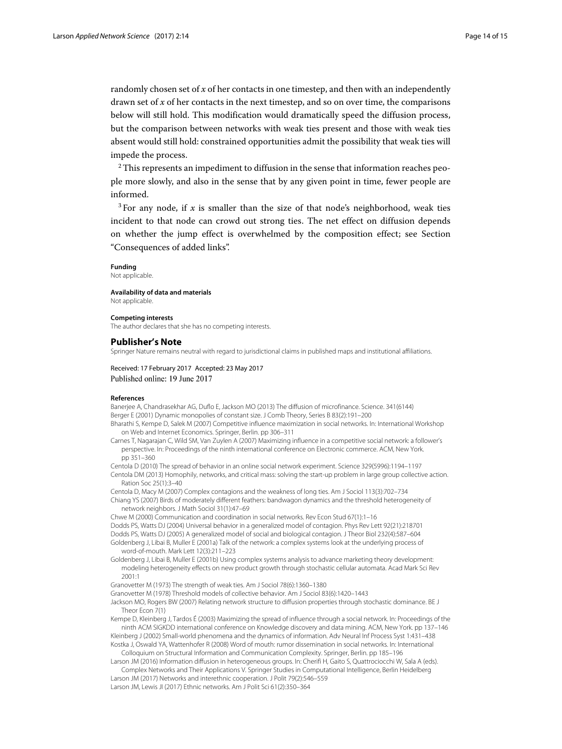randomly chosen set of $x$ of her contacts in one timestep, and then with an independently drawn set of $x$ of her contacts in the next timestep, and so on over time, the comparisons below will still hold. This modification would dramatically speed the diffusion process, but the comparison between networks with weak ties present and those with weak ties absent would still hold: constrained opportunities admit the possibility that weak ties will impede the process.

[2] This represents an impediment to diffusion in the sense that information reaches people more slowly, and also in the sense that by any given point in time, fewer people are informed.

[3] For any node, if $x$ is smaller than the size of that node's neighborhood, weak ties incident to that node can crowd out strong ties. The net effect on diffusion depends on whether the jump effect is overwhelmed by the composition effect; see Section "Consequences of added links".

**Funding**
Not applicable.

**Availability of data and materials**
Not applicable.

**Competing interests**
The author declares that she has no competing interests.

## Publisher's Note

Springer Nature remains neutral with regard to jurisdictional claims in published maps and institutional affiliations.

Received: 17 February 2017 Accepted: 23 May 2017
Published online: 19 June 2017

### References

Banerjee A, Chandrasekhar AG, Duflo E, Jackson MO (2013) The diffusion of microfinance. Science. 341(6144)

Berger E (2001) Dynamic monopolies of constant size. J Comb Theory, Series B 83(2):191–200

Bharathi S, Kempe D, Salek M (2007) Competitive influence maximization in social networks. In: International Workshop on Web and Internet Economics. Springer, Berlin. pp 306–311

Carnes T, Nagarajan C, Wild SM, Van Zuylen A (2007) Maximizing influence in a competitive social network: a follower's perspective. In: Proceedings of the ninth international conference on Electronic commerce. ACM, New York. pp 351–360

Centola D (2010) The spread of behavior in an online social network experiment. Science 329(5996):1194–1197

Centola DM (2013) Homophily, networks, and critical mass: solving the start-up problem in large group collective action. Ration Soc 25(1):3–40

Centola D, Macy M (2007) Complex contagions and the weakness of long ties. Am J Sociol 113(3):702–734

Chiang YS (2007) Birds of moderately different feathers: bandwagon dynamics and the threshold heterogeneity of network neighbors. J Math Sociol 31(1):47–69

Chwe M (2000) Communication and coordination in social networks. Rev Econ Stud 67(1):1–16

Dodds PS, Watts DJ (2004) Universal behavior in a generalized model of contagion. Phys Rev Lett 92(21):218701

Dodds PS, Watts DJ (2005) A generalized model of social and biological contagion. J Theor Biol 232(4):587–604

Goldenberg J, Libai B, Muller E (2001a) Talk of the network: a complex systems look at the underlying process of word-of-mouth. Mark Lett 12(3):211–223

Goldenberg J, Libai B, Muller E (2001b) Using complex systems analysis to advance marketing theory development: modeling heterogeneity effects on new product growth through stochastic cellular automata. Acad Mark Sci Rev 2001:1

Granovetter M (1973) The strength of weak ties. Am J Sociol 78(6):1360–1380

Granovetter M (1978) Threshold models of collective behavior. Am J Sociol 83(6):1420–1443

Jackson MO, Rogers BW (2007) Relating network structure to diffusion properties through stochastic dominance. BE J Theor Econ 7(1)

Kempe D, Kleinberg J, Tardos É (2003) Maximizing the spread of influence through a social network. In: Proceedings of the ninth ACM SIGKDD international conference on Knowledge discovery and data mining. ACM, New York. pp 137–146

Kleinberg J (2002) Small-world phenomena and the dynamics of information. Adv Neural Inf Process Syst 1:431–438

Kostka J, Oswald YA, Wattenhofer R (2008) Word of mouth: rumor dissemination in social networks. In: International Colloquium on Structural Information and Communication Complexity. Springer, Berlin. pp 185–196

Larson JM (2016) Information diffusion in heterogeneous groups. In: Cherifi H, Gaito S, Quattrociocchi W, Sala A (eds). Complex Networks and Their Applications V. Springer Studies in Computational Intelligence, Berlin Heidelberg

Larson JM (2017) Networks and interethnic cooperation. J Polit 79(2):546–559

Larson JM, Lewis JI (2017) Ethnic networks. Am J Polit Sci 61(2):350–364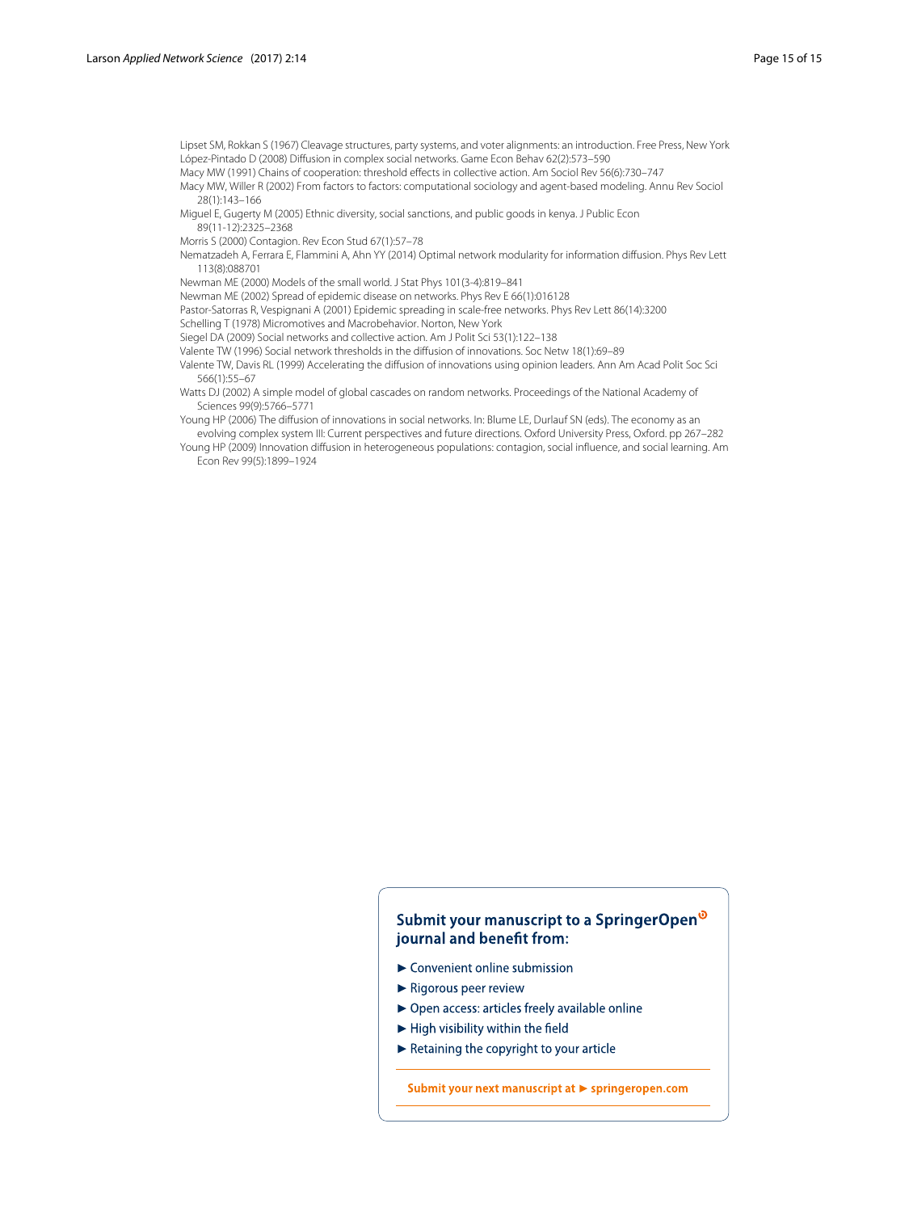Lipset SM, Rokkan S (1967) Cleavage structures, party systems, and voter alignments: an introduction. Free Press, New York

López-Pintado D (2008) Diffusion in complex social networks. Game Econ Behav 62(2):573–590

Macy MW (1991) Chains of cooperation: threshold effects in collective action. Am Sociol Rev 56(6):730–747

Macy MW, Willer R (2002) From factors to factors: computational sociology and agent-based modeling. Annu Rev Sociol 28(1):143–166

Miguel E, Gugerty M (2005) Ethnic diversity, social sanctions, and public goods in kenya. J Public Econ 89(11-12):2325–2368

Morris S (2000) Contagion. Rev Econ Stud 67(1):57–78

Nematzadeh A, Ferrara E, Flammini A, Ahn YY (2014) Optimal network modularity for information diffusion. Phys Rev Lett 113(8):088701

Newman ME (2000) Models of the small world. J Stat Phys 101(3-4):819–841

Newman ME (2002) Spread of epidemic disease on networks. Phys Rev E 66(1):016128

Pastor-Satorras R, Vespignani A (2001) Epidemic spreading in scale-free networks. Phys Rev Lett 86(14):3200

Schelling T (1978) Micromotives and Macrobehavior. Norton, New York

Siegel DA (2009) Social networks and collective action. Am J Polit Sci 53(1):122–138

Valente TW (1996) Social network thresholds in the diffusion of innovations. Soc Netw 18(1):69–89

Valente TW, Davis RL (1999) Accelerating the diffusion of innovations using opinion leaders. Ann Am Acad Polit Soc Sci 566(1):55–67

Watts DJ (2002) A simple model of global cascades on random networks. Proceedings of the National Academy of Sciences 99(9):5766–5771

Young HP (2006) The diffusion of innovations in social networks. In: Blume LE, Durlauf SN (eds). The economy as an evolving complex system III: Current perspectives and future directions. Oxford University Press, Oxford. pp 267–282

Young HP (2009) Innovation diffusion in heterogeneous populations: contagion, social influence, and social learning. Am Econ Rev 99(5):1899–1924

**Submit your manuscript to a SpringerOpen journal and benefit from:**

- ► Convenient online submission
- ► Rigorous peer review
- ► Open access: articles freely available online
- ► High visibility within the field
- ► Retaining the copyright to your article

**Submit your next manuscript at ► springeropen.com**